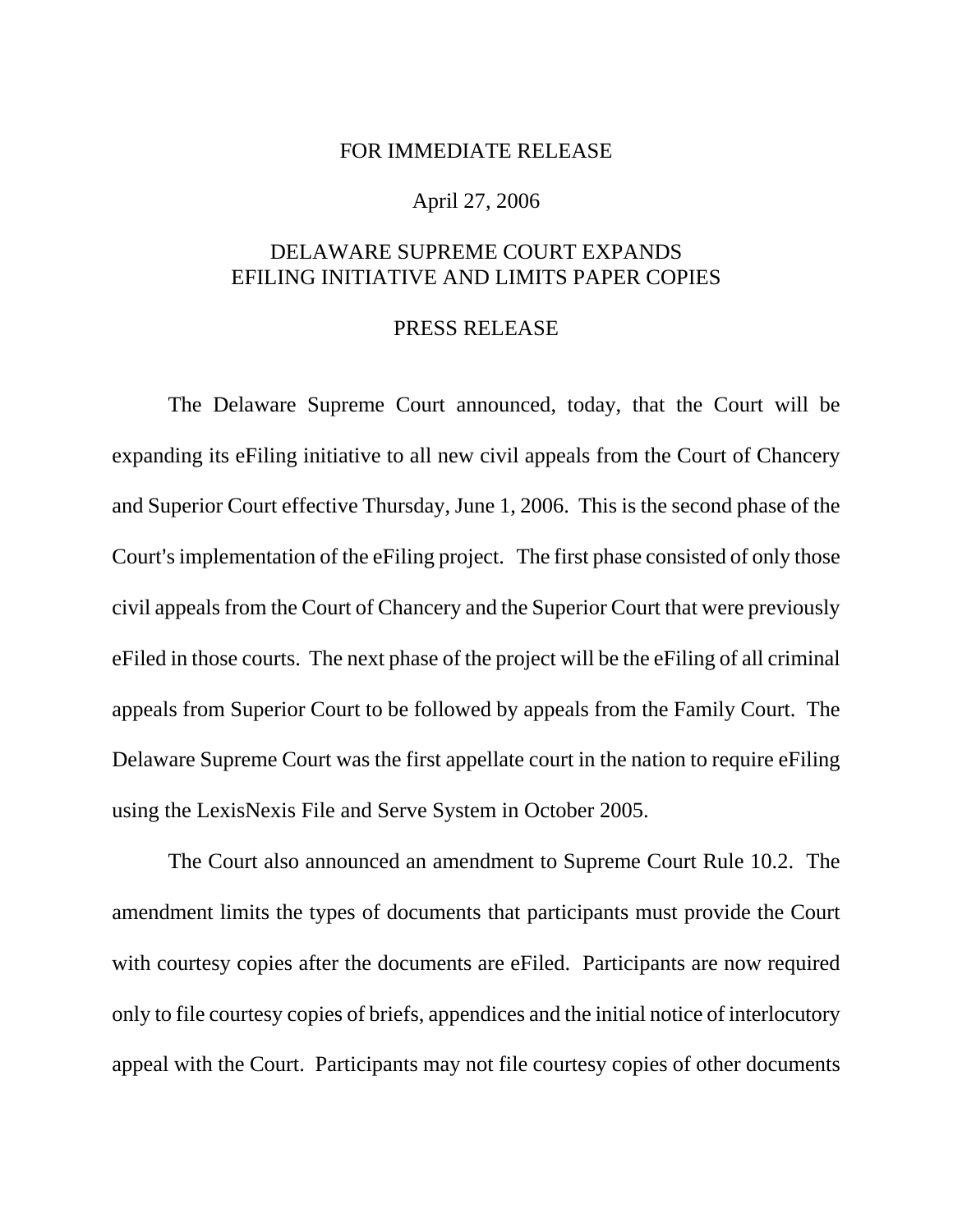FOR IMMEDIATE RELEASE

April 27, 2006

# DELAWARE SUPREME COURT EXPANDS EFILING INITIATIVE AND LIMITS PAPER COPIES

## PRESS RELEASE

The Delaware Supreme Court announced, today, that the Court will be expanding its eFiling initiative to all new civil appeals from the Court of Chancery and Superior Court effective Thursday, June 1, 2006. This is the second phase of the Court's implementation of the eFiling project. The first phase consisted of only those civil appeals from the Court of Chancery and the Superior Court that were previously eFiled in those courts. The next phase of the project will be the eFiling of all criminal appeals from Superior Court to be followed by appeals from the Family Court. The Delaware Supreme Court was the first appellate court in the nation to require eFiling using the LexisNexis File and Serve System in October 2005.

The Court also announced an amendment to Supreme Court Rule 10.2. The amendment limits the types of documents that participants must provide the Court with courtesy copies after the documents are eFiled. Participants are now required only to file courtesy copies of briefs, appendices and the initial notice of interlocutory appeal with the Court. Participants may not file courtesy copies of other documents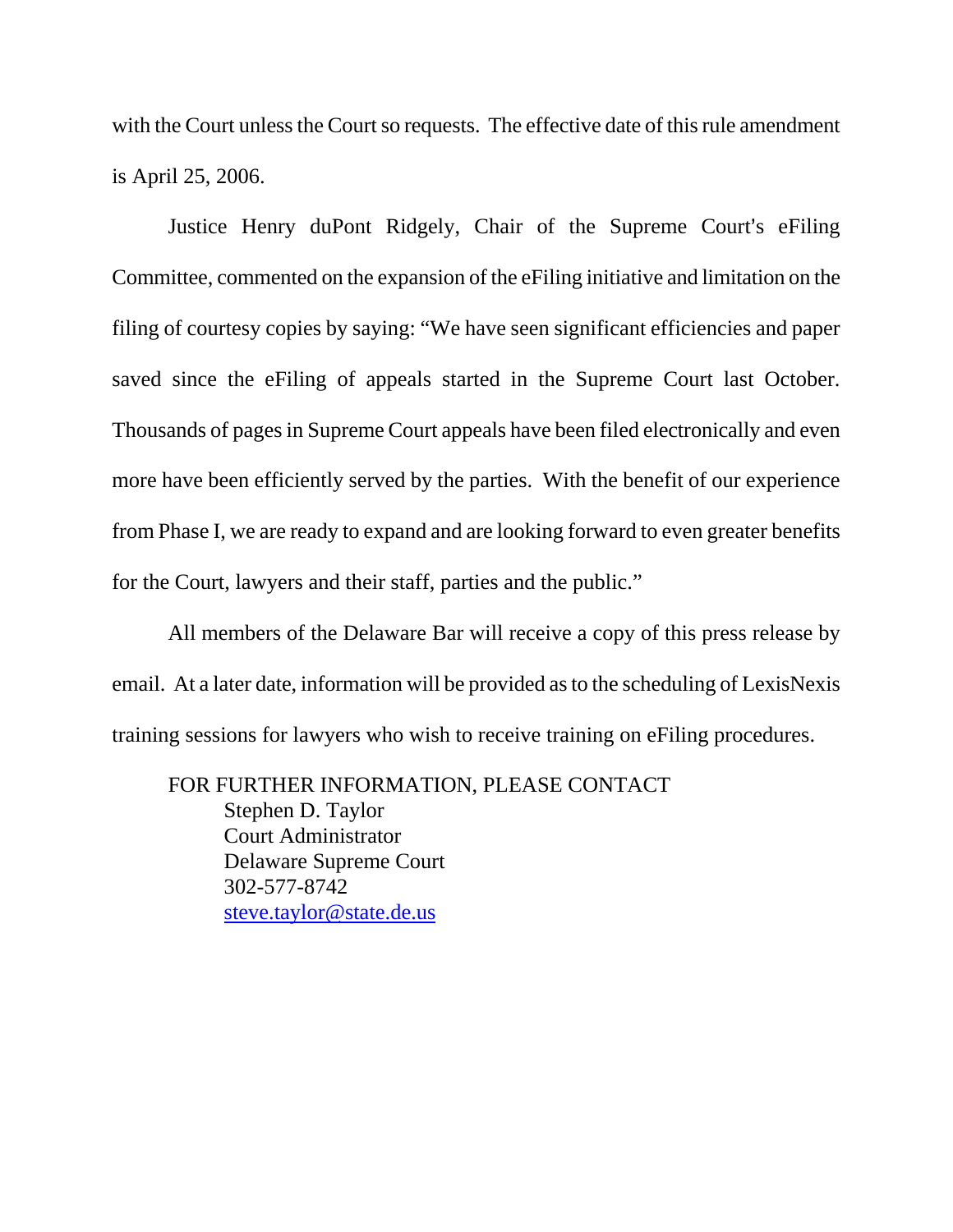with the Court unless the Court so requests. The effective date of this rule amendment is April 25, 2006.

Justice Henry duPont Ridgely, Chair of the Supreme Court's eFiling Committee, commented on the expansion of the eFiling initiative and limitation on the filing of courtesy copies by saying: "We have seen significant efficiencies and paper saved since the eFiling of appeals started in the Supreme Court last October. Thousands of pages in Supreme Court appeals have been filed electronically and even more have been efficiently served by the parties. With the benefit of our experience from Phase I, we are ready to expand and are looking forward to even greater benefits for the Court, lawyers and their staff, parties and the public."

All members of the Delaware Bar will receive a copy of this press release by email. At a later date, information will be provided as to the scheduling of LexisNexis training sessions for lawyers who wish to receive training on eFiling procedures.

FOR FURTHER INFORMATION, PLEASE CONTACT
Stephen D. Taylor
Court Administrator
Delaware Supreme Court
302-577-8742
steve.taylor@state.de.us